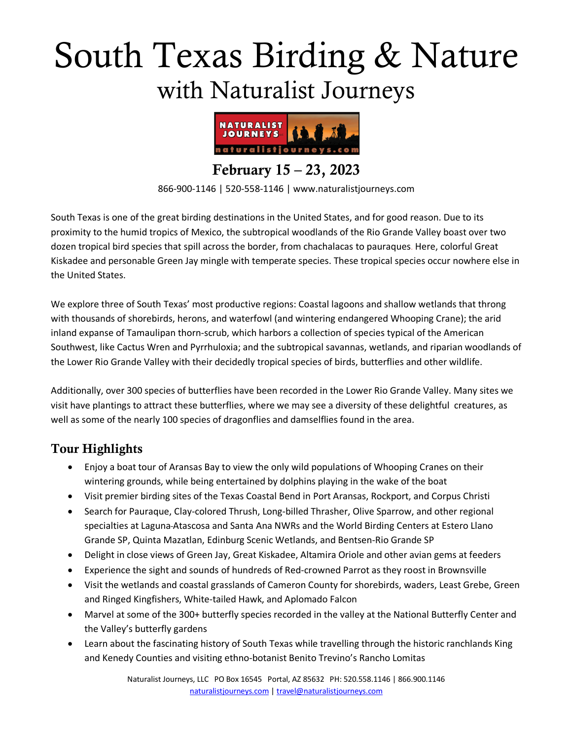# South Texas Birding & Nature

## with Naturalist Journeys

**February 15 – 23, 2023**

866-900-1146 | 520-558-1146 | www.naturalistjourneys.com

South Texas is one of the great birding destinations in the United States, and for good reason. Due to its proximity to the humid tropics of Mexico, the subtropical woodlands of the Rio Grande Valley boast over two dozen tropical bird species that spill across the border, from chachalacas to pauraques. Here, colorful Great Kiskadee and personable Green Jay mingle with temperate species. These tropical species occur nowhere else in the United States.

We explore three of South Texas' most productive regions: Coastal lagoons and shallow wetlands that throng with thousands of shorebirds, herons, and waterfowl (and wintering endangered Whooping Crane); the arid inland expanse of Tamaulipan thorn-scrub, which harbors a collection of species typical of the American Southwest, like Cactus Wren and Pyrrhuloxia; and the subtropical savannas, wetlands, and riparian woodlands of the Lower Rio Grande Valley with their decidedly tropical species of birds, butterflies and other wildlife.

Additionally, over 300 species of butterflies have been recorded in the Lower Rio Grande Valley. Many sites we visit have plantings to attract these butterflies, where we may see a diversity of these delightful creatures, as well as some of the nearly 100 species of dragonflies and damselflies found in the area.

## Tour Highlights

- Enjoy a boat tour of Aransas Bay to view the only wild populations of Whooping Cranes on their wintering grounds, while being entertained by dolphins playing in the wake of the boat
- Visit premier birding sites of the Texas Coastal Bend in Port Aransas, Rockport, and Corpus Christi
- Search for Pauraque, Clay-colored Thrush, Long-billed Thrasher, Olive Sparrow, and other regional specialties at Laguna-Atascosa and Santa Ana NWRs and the World Birding Centers at Estero Llano Grande SP, Quinta Mazatlan, Edinburg Scenic Wetlands, and Bentsen-Rio Grande SP
- Delight in close views of Green Jay, Great Kiskadee, Altamira Oriole and other avian gems at feeders
- Experience the sight and sounds of hundreds of Red-crowned Parrot as they roost in Brownsville
- Visit the wetlands and coastal grasslands of Cameron County for shorebirds, waders, Least Grebe, Green and Ringed Kingfishers, White-tailed Hawk, and Aplomado Falcon
- Marvel at some of the 300+ butterfly species recorded in the valley at the National Butterfly Center and the Valley's butterfly gardens
- Learn about the fascinating history of South Texas while travelling through the historic ranchlands King and Kenedy Counties and visiting ethno-botanist Benito Trevino's Rancho Lomitas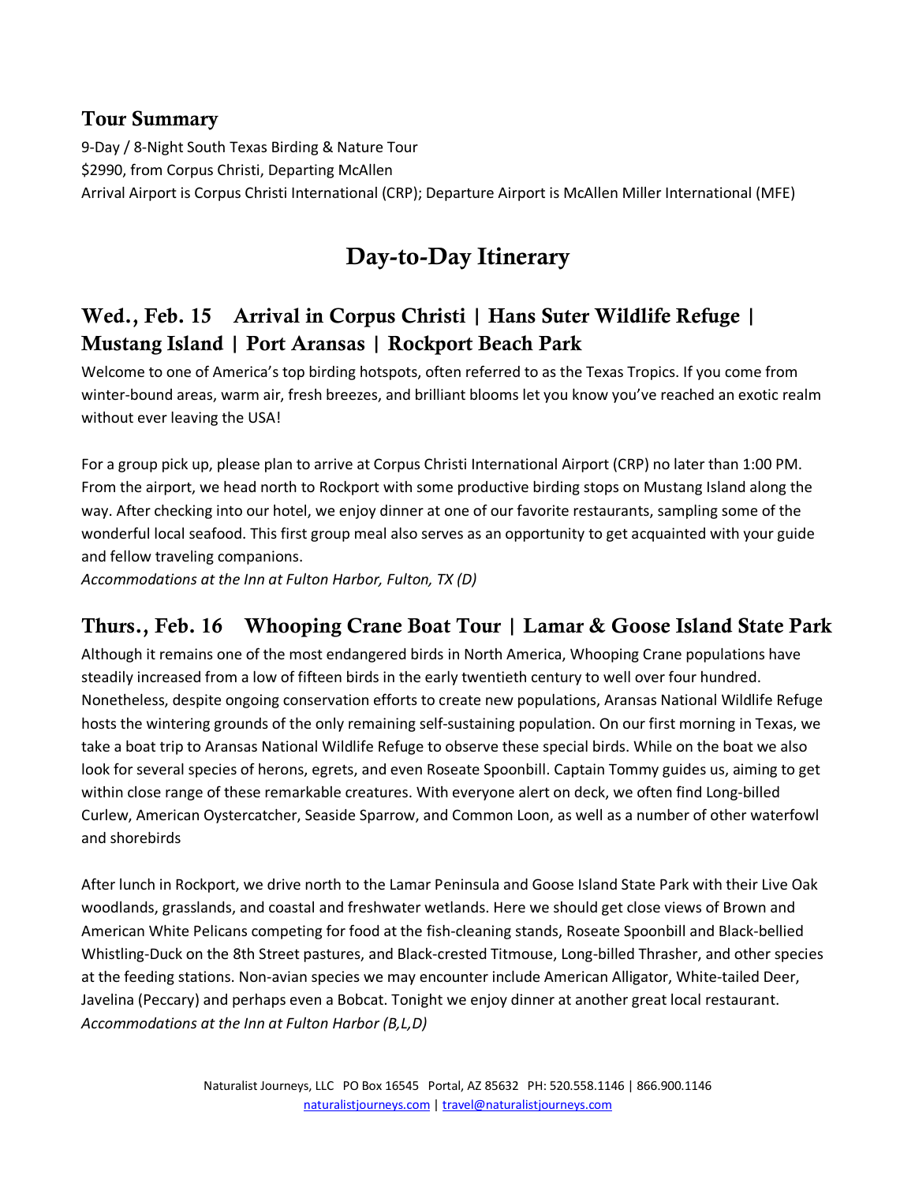## Tour Summary

9-Day / 8-Night South Texas Birding & Nature Tour
$2990, from Corpus Christi, Departing McAllen
Arrival Airport is Corpus Christi International (CRP); Departure Airport is McAllen Miller International (MFE)

# Day-to-Day Itinerary

## Wed., Feb. 15 Arrival in Corpus Christi | Hans Suter Wildlife Refuge | Mustang Island | Port Aransas | Rockport Beach Park

Welcome to one of America's top birding hotspots, often referred to as the Texas Tropics. If you come from winter-bound areas, warm air, fresh breezes, and brilliant blooms let you know you've reached an exotic realm without ever leaving the USA!

For a group pick up, please plan to arrive at Corpus Christi International Airport (CRP) no later than 1:00 PM. From the airport, we head north to Rockport with some productive birding stops on Mustang Island along the way. After checking into our hotel, we enjoy dinner at one of our favorite restaurants, sampling some of the wonderful local seafood. This first group meal also serves as an opportunity to get acquainted with your guide and fellow traveling companions.
*Accommodations at the Inn at Fulton Harbor, Fulton, TX (D)*

## Thurs., Feb. 16 Whooping Crane Boat Tour | Lamar & Goose Island State Park

Although it remains one of the most endangered birds in North America, Whooping Crane populations have steadily increased from a low of fifteen birds in the early twentieth century to well over four hundred. Nonetheless, despite ongoing conservation efforts to create new populations, Aransas National Wildlife Refuge hosts the wintering grounds of the only remaining self-sustaining population. On our first morning in Texas, we take a boat trip to Aransas National Wildlife Refuge to observe these special birds. While on the boat we also look for several species of herons, egrets, and even Roseate Spoonbill. Captain Tommy guides us, aiming to get within close range of these remarkable creatures. With everyone alert on deck, we often find Long-billed Curlew, American Oystercatcher, Seaside Sparrow, and Common Loon, as well as a number of other waterfowl and shorebirds

After lunch in Rockport, we drive north to the Lamar Peninsula and Goose Island State Park with their Live Oak woodlands, grasslands, and coastal and freshwater wetlands. Here we should get close views of Brown and American White Pelicans competing for food at the fish-cleaning stands, Roseate Spoonbill and Black-bellied Whistling-Duck on the 8th Street pastures, and Black-crested Titmouse, Long-billed Thrasher, and other species at the feeding stations. Non-avian species we may encounter include American Alligator, White-tailed Deer, Javelina (Peccary) and perhaps even a Bobcat. Tonight we enjoy dinner at another great local restaurant.
*Accommodations at the Inn at Fulton Harbor (B,L,D)*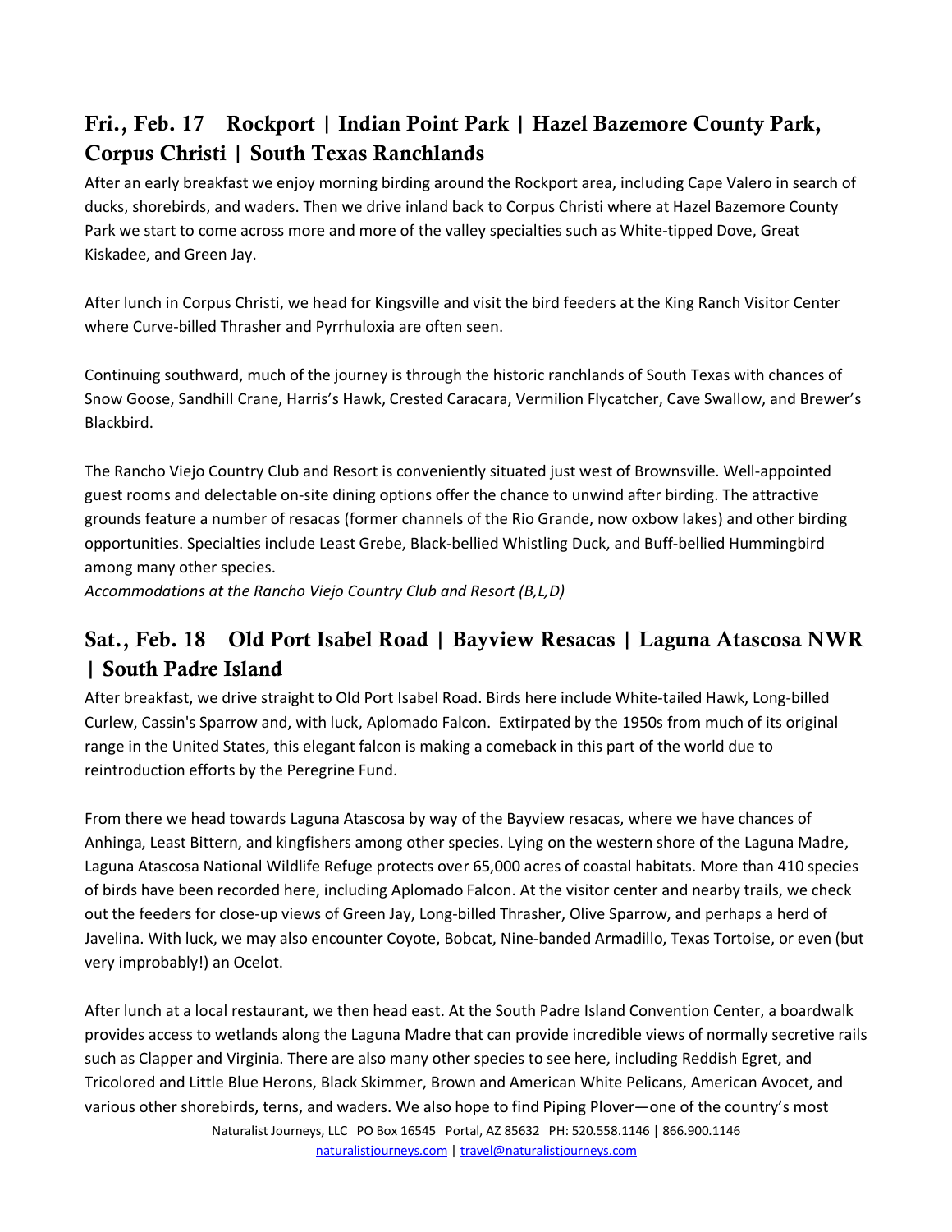## Fri., Feb. 17 Rockport | Indian Point Park | Hazel Bazemore County Park, Corpus Christi | South Texas Ranchlands

After an early breakfast we enjoy morning birding around the Rockport area, including Cape Valero in search of ducks, shorebirds, and waders. Then we drive inland back to Corpus Christi where at Hazel Bazemore County Park we start to come across more and more of the valley specialties such as White-tipped Dove, Great Kiskadee, and Green Jay.

After lunch in Corpus Christi, we head for Kingsville and visit the bird feeders at the King Ranch Visitor Center where Curve-billed Thrasher and Pyrrhuloxia are often seen.

Continuing southward, much of the journey is through the historic ranchlands of South Texas with chances of Snow Goose, Sandhill Crane, Harris's Hawk, Crested Caracara, Vermilion Flycatcher, Cave Swallow, and Brewer's Blackbird.

The Rancho Viejo Country Club and Resort is conveniently situated just west of Brownsville. Well-appointed guest rooms and delectable on-site dining options offer the chance to unwind after birding. The attractive grounds feature a number of resacas (former channels of the Rio Grande, now oxbow lakes) and other birding opportunities. Specialties include Least Grebe, Black-bellied Whistling Duck, and Buff-bellied Hummingbird among many other species.

*Accommodations at the Rancho Viejo Country Club and Resort (B,L,D)*

## Sat., Feb. 18 Old Port Isabel Road | Bayview Resacas | Laguna Atascosa NWR | South Padre Island

After breakfast, we drive straight to Old Port Isabel Road. Birds here include White-tailed Hawk, Long-billed Curlew, Cassin's Sparrow and, with luck, Aplomado Falcon. Extirpated by the 1950s from much of its original range in the United States, this elegant falcon is making a comeback in this part of the world due to reintroduction efforts by the Peregrine Fund.

From there we head towards Laguna Atascosa by way of the Bayview resacas, where we have chances of Anhinga, Least Bittern, and kingfishers among other species. Lying on the western shore of the Laguna Madre, Laguna Atascosa National Wildlife Refuge protects over 65,000 acres of coastal habitats. More than 410 species of birds have been recorded here, including Aplomado Falcon. At the visitor center and nearby trails, we check out the feeders for close-up views of Green Jay, Long-billed Thrasher, Olive Sparrow, and perhaps a herd of Javelina. With luck, we may also encounter Coyote, Bobcat, Nine-banded Armadillo, Texas Tortoise, or even (but very improbably!) an Ocelot.

After lunch at a local restaurant, we then head east. At the South Padre Island Convention Center, a boardwalk provides access to wetlands along the Laguna Madre that can provide incredible views of normally secretive rails such as Clapper and Virginia. There are also many other species to see here, including Reddish Egret, and Tricolored and Little Blue Herons, Black Skimmer, Brown and American White Pelicans, American Avocet, and various other shorebirds, terns, and waders. We also hope to find Piping Plover—one of the country's most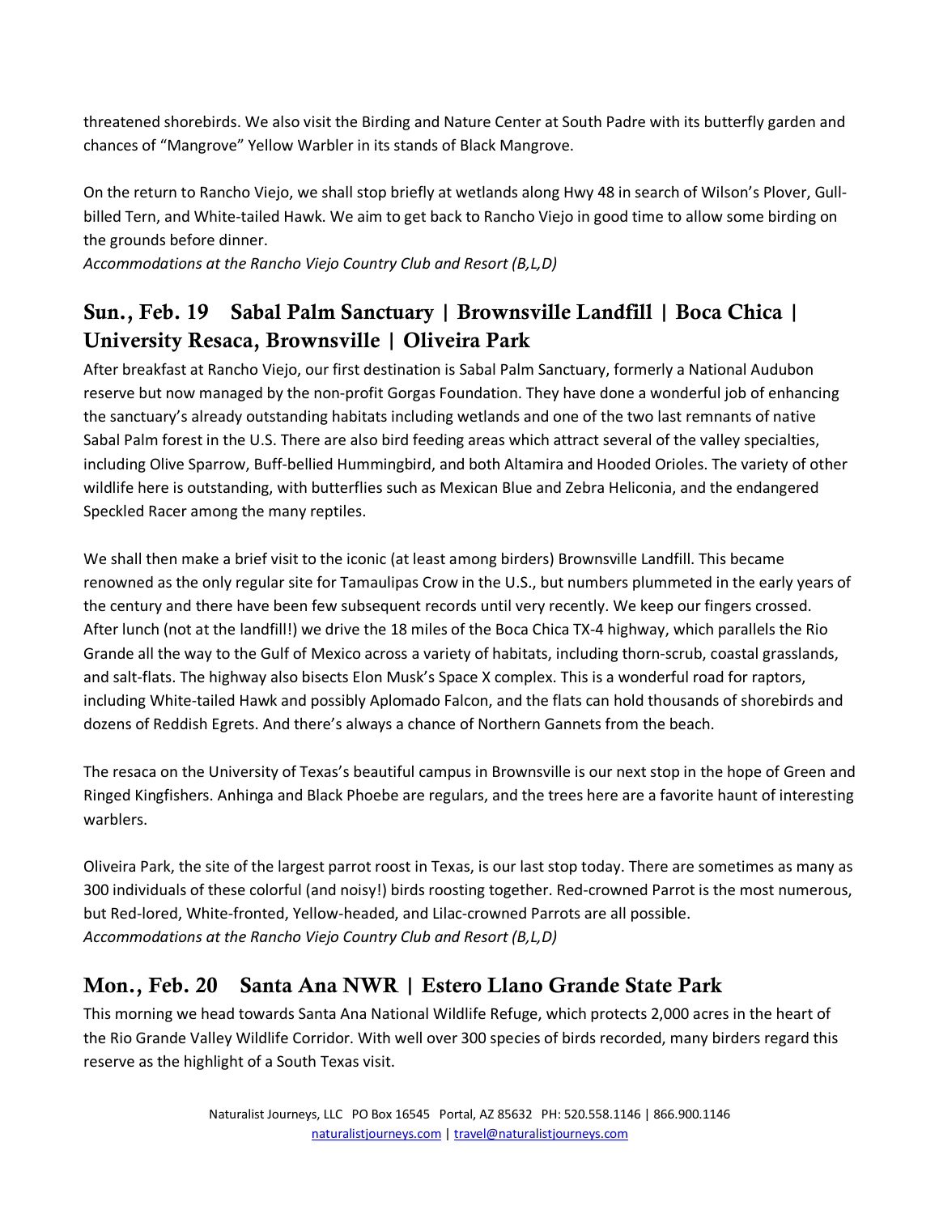threatened shorebirds. We also visit the Birding and Nature Center at South Padre with its butterfly garden and chances of "Mangrove" Yellow Warbler in its stands of Black Mangrove.

On the return to Rancho Viejo, we shall stop briefly at wetlands along Hwy 48 in search of Wilson's Plover, Gull-billed Tern, and White-tailed Hawk. We aim to get back to Rancho Viejo in good time to allow some birding on the grounds before dinner.
*Accommodations at the Rancho Viejo Country Club and Resort (B,L,D)*

## Sun., Feb. 19 Sabal Palm Sanctuary | Brownsville Landfill | Boca Chica | University Resaca, Brownsville | Oliveira Park

After breakfast at Rancho Viejo, our first destination is Sabal Palm Sanctuary, formerly a National Audubon reserve but now managed by the non-profit Gorgas Foundation. They have done a wonderful job of enhancing the sanctuary's already outstanding habitats including wetlands and one of the two last remnants of native Sabal Palm forest in the U.S. There are also bird feeding areas which attract several of the valley specialties, including Olive Sparrow, Buff-bellied Hummingbird, and both Altamira and Hooded Orioles. The variety of other wildlife here is outstanding, with butterflies such as Mexican Blue and Zebra Heliconia, and the endangered Speckled Racer among the many reptiles.

We shall then make a brief visit to the iconic (at least among birders) Brownsville Landfill. This became renowned as the only regular site for Tamaulipas Crow in the U.S., but numbers plummeted in the early years of the century and there have been few subsequent records until very recently. We keep our fingers crossed. After lunch (not at the landfill!) we drive the 18 miles of the Boca Chica TX-4 highway, which parallels the Rio Grande all the way to the Gulf of Mexico across a variety of habitats, including thorn-scrub, coastal grasslands, and salt-flats. The highway also bisects Elon Musk's Space X complex. This is a wonderful road for raptors, including White-tailed Hawk and possibly Aplomado Falcon, and the flats can hold thousands of shorebirds and dozens of Reddish Egrets. And there's always a chance of Northern Gannets from the beach.

The resaca on the University of Texas's beautiful campus in Brownsville is our next stop in the hope of Green and Ringed Kingfishers. Anhinga and Black Phoebe are regulars, and the trees here are a favorite haunt of interesting warblers.

Oliveira Park, the site of the largest parrot roost in Texas, is our last stop today. There are sometimes as many as 300 individuals of these colorful (and noisy!) birds roosting together. Red-crowned Parrot is the most numerous, but Red-lored, White-fronted, Yellow-headed, and Lilac-crowned Parrots are all possible.
*Accommodations at the Rancho Viejo Country Club and Resort (B,L,D)*

## Mon., Feb. 20 Santa Ana NWR | Estero Llano Grande State Park

This morning we head towards Santa Ana National Wildlife Refuge, which protects 2,000 acres in the heart of the Rio Grande Valley Wildlife Corridor. With well over 300 species of birds recorded, many birders regard this reserve as the highlight of a South Texas visit.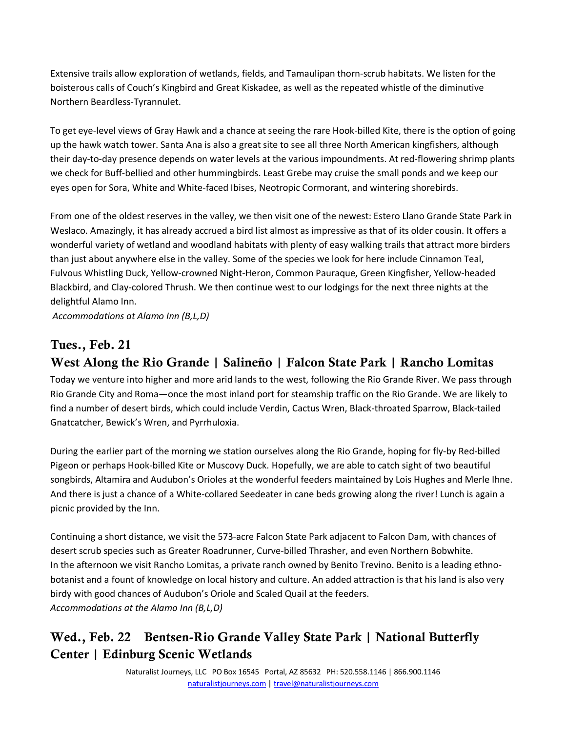Extensive trails allow exploration of wetlands, fields, and Tamaulipan thorn-scrub habitats. We listen for the boisterous calls of Couch's Kingbird and Great Kiskadee, as well as the repeated whistle of the diminutive Northern Beardless-Tyrannulet.

To get eye-level views of Gray Hawk and a chance at seeing the rare Hook-billed Kite, there is the option of going up the hawk watch tower. Santa Ana is also a great site to see all three North American kingfishers, although their day-to-day presence depends on water levels at the various impoundments. At red-flowering shrimp plants we check for Buff-bellied and other hummingbirds. Least Grebe may cruise the small ponds and we keep our eyes open for Sora, White and White-faced Ibises, Neotropic Cormorant, and wintering shorebirds.

From one of the oldest reserves in the valley, we then visit one of the newest: Estero Llano Grande State Park in Weslaco. Amazingly, it has already accrued a bird list almost as impressive as that of its older cousin. It offers a wonderful variety of wetland and woodland habitats with plenty of easy walking trails that attract more birders than just about anywhere else in the valley. Some of the species we look for here include Cinnamon Teal, Fulvous Whistling Duck, Yellow-crowned Night-Heron, Common Pauraque, Green Kingfisher, Yellow-headed Blackbird, and Clay-colored Thrush. We then continue west to our lodgings for the next three nights at the delightful Alamo Inn.

*Accommodations at Alamo Inn (B,L,D)*

## Tues., Feb. 21
## West Along the Rio Grande | Salineño | Falcon State Park | Rancho Lomitas

Today we venture into higher and more arid lands to the west, following the Rio Grande River. We pass through Rio Grande City and Roma—once the most inland port for steamship traffic on the Rio Grande. We are likely to find a number of desert birds, which could include Verdin, Cactus Wren, Black-throated Sparrow, Black-tailed Gnatcatcher, Bewick's Wren, and Pyrrhuloxia.

During the earlier part of the morning we station ourselves along the Rio Grande, hoping for fly-by Red-billed Pigeon or perhaps Hook-billed Kite or Muscovy Duck. Hopefully, we are able to catch sight of two beautiful songbirds, Altamira and Audubon's Orioles at the wonderful feeders maintained by Lois Hughes and Merle Ihne. And there is just a chance of a White-collared Seedeater in cane beds growing along the river! Lunch is again a picnic provided by the Inn.

Continuing a short distance, we visit the 573-acre Falcon State Park adjacent to Falcon Dam, with chances of desert scrub species such as Greater Roadrunner, Curve-billed Thrasher, and even Northern Bobwhite. In the afternoon we visit Rancho Lomitas, a private ranch owned by Benito Trevino. Benito is a leading ethno-botanist and a fount of knowledge on local history and culture. An added attraction is that his land is also very birdy with good chances of Audubon's Oriole and Scaled Quail at the feeders.

*Accommodations at the Alamo Inn (B,L,D)*

## Wed., Feb. 22 Bentsen-Rio Grande Valley State Park | National Butterfly Center | Edinburg Scenic Wetlands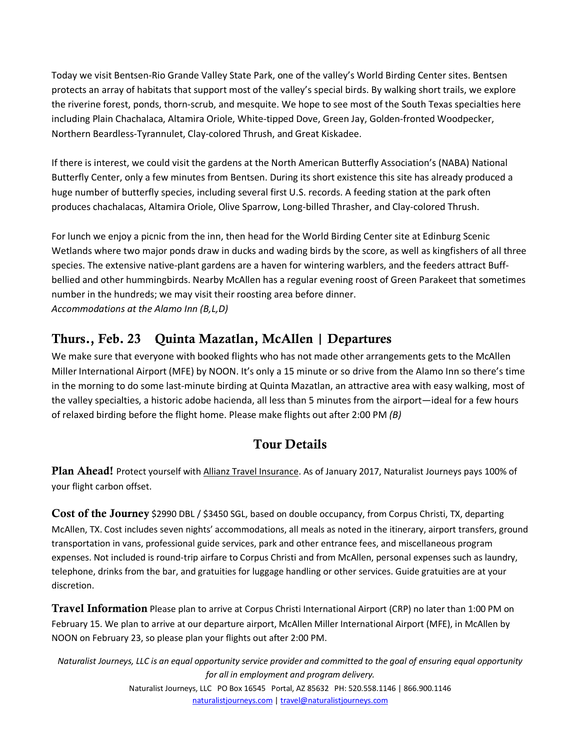Today we visit Bentsen-Rio Grande Valley State Park, one of the valley's World Birding Center sites. Bentsen protects an array of habitats that support most of the valley's special birds. By walking short trails, we explore the riverine forest, ponds, thorn-scrub, and mesquite. We hope to see most of the South Texas specialties here including Plain Chachalaca, Altamira Oriole, White-tipped Dove, Green Jay, Golden-fronted Woodpecker, Northern Beardless-Tyrannulet, Clay-colored Thrush, and Great Kiskadee.

If there is interest, we could visit the gardens at the North American Butterfly Association's (NABA) National Butterfly Center, only a few minutes from Bentsen. During its short existence this site has already produced a huge number of butterfly species, including several first U.S. records. A feeding station at the park often produces chachalacas, Altamira Oriole, Olive Sparrow, Long-billed Thrasher, and Clay-colored Thrush.

For lunch we enjoy a picnic from the inn, then head for the World Birding Center site at Edinburg Scenic Wetlands where two major ponds draw in ducks and wading birds by the score, as well as kingfishers of all three species. The extensive native-plant gardens are a haven for wintering warblers, and the feeders attract Buff-bellied and other hummingbirds. Nearby McAllen has a regular evening roost of Green Parakeet that sometimes number in the hundreds; we may visit their roosting area before dinner.
*Accommodations at the Alamo Inn (B,L,D)*

## Thurs., Feb. 23 Quinta Mazatlan, McAllen | Departures

We make sure that everyone with booked flights who has not made other arrangements gets to the McAllen Miller International Airport (MFE) by NOON. It's only a 15 minute or so drive from the Alamo Inn so there's time in the morning to do some last-minute birding at Quinta Mazatlan, an attractive area with easy walking, most of the valley specialties, a historic adobe hacienda, all less than 5 minutes from the airport—ideal for a few hours of relaxed birding before the flight home. Please make flights out after 2:00 PM *(B)*

## Tour Details

**Plan Ahead!** Protect yourself with Allianz Travel Insurance. As of January 2017, Naturalist Journeys pays 100% of your flight carbon offset.

**Cost of the Journey** $2990 DBL / $3450 SGL, based on double occupancy, from Corpus Christi, TX, departing McAllen, TX. Cost includes seven nights' accommodations, all meals as noted in the itinerary, airport transfers, ground transportation in vans, professional guide services, park and other entrance fees, and miscellaneous program expenses. Not included is round-trip airfare to Corpus Christi and from McAllen, personal expenses such as laundry, telephone, drinks from the bar, and gratuities for luggage handling or other services. Guide gratuities are at your discretion.

**Travel Information** Please plan to arrive at Corpus Christi International Airport (CRP) no later than 1:00 PM on February 15. We plan to arrive at our departure airport, McAllen Miller International Airport (MFE), in McAllen by NOON on February 23, so please plan your flights out after 2:00 PM.

*Naturalist Journeys, LLC is an equal opportunity service provider and committed to the goal of ensuring equal opportunity for all in employment and program delivery.*

Naturalist Journeys, LLC PO Box 16545 Portal, AZ 85632 PH: 520.558.1146 | 866.900.1146
naturalistjourneys.com | travel@naturalistjourneys.com